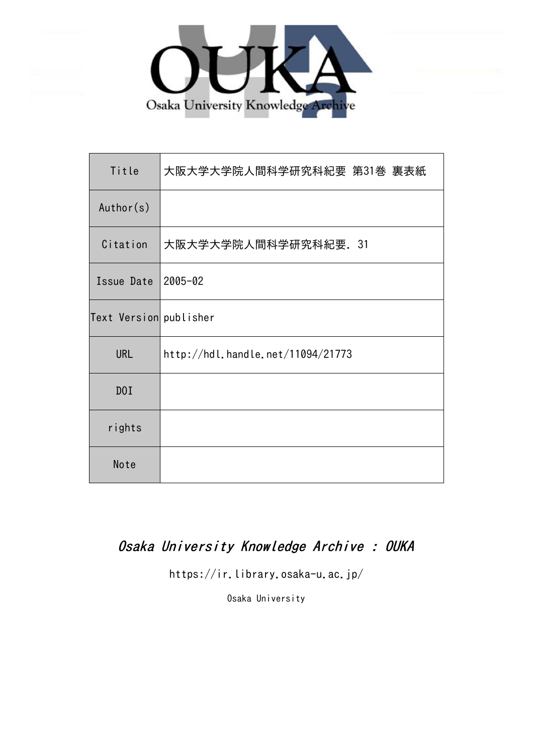Osaka University Knowledge Archive

| Title | 大阪大学大学院人間科学研究科紀要 第31巻 裏表紙 |
| --- | --- |
| Author(s) | |
| Citation | 大阪大学大学院人間科学研究科紀要. 31 |
| Issue Date | 2005-02 |
| Text Version | publisher |
| URL | http://hdl.handle.net/11094/21773 |
| DOI | |
| rights | |
| Note | |

*Osaka University Knowledge Archive : OUKA*

https://ir.library.osaka-u.ac.jp/

Osaka University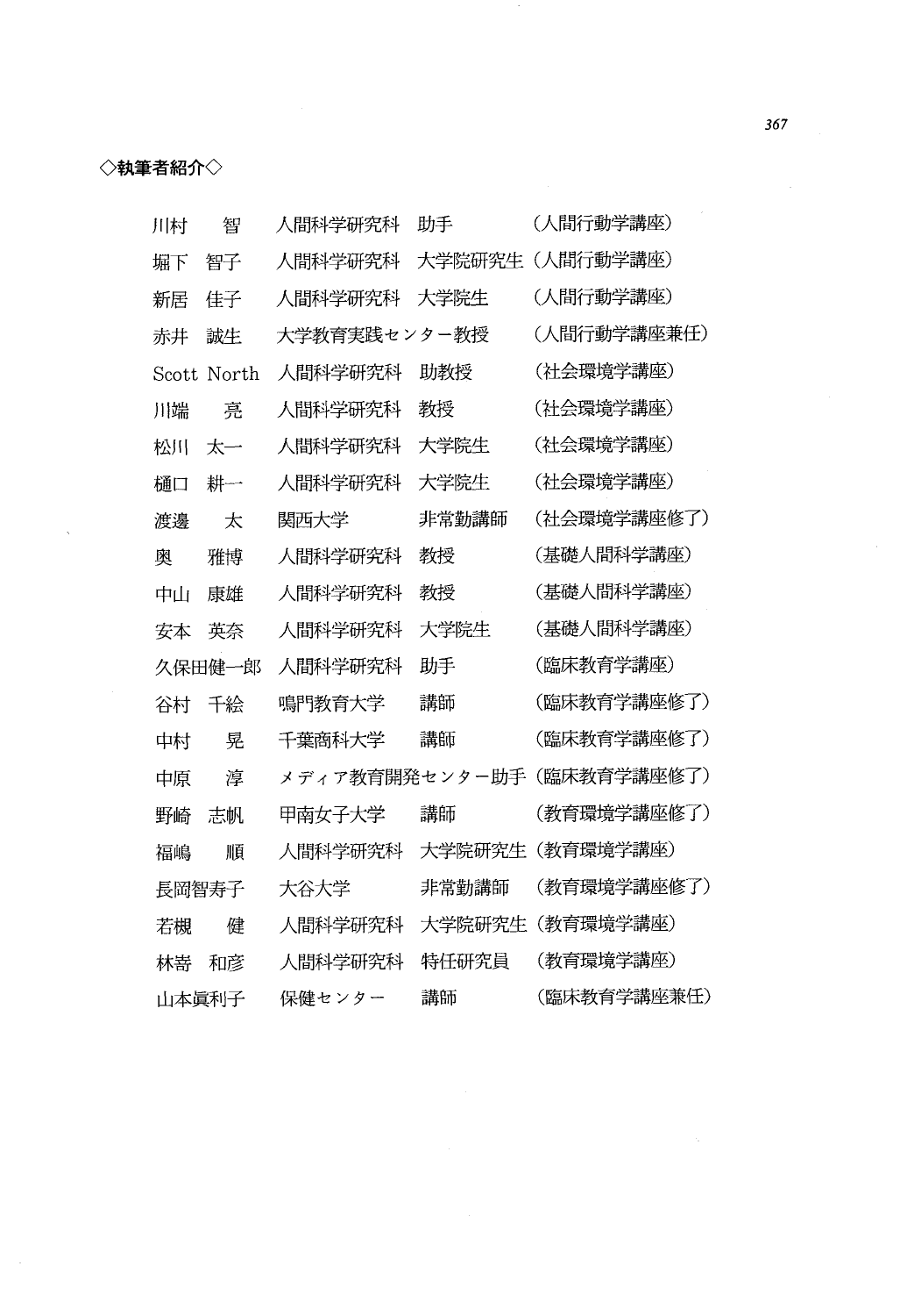◇執筆者紹介◇

| | | | |
|---|---|---|---|
| 川村　智 | 人間科学研究科 | 助手 | (人間行動学講座) |
| 堀下　智子 | 人間科学研究科 | 大学院研究生 | (人間行動学講座) |
| 新居　佳子 | 人間科学研究科 | 大学院生 | (人間行動学講座) |
| 赤井　誠生 | 大学教育実践センター教授 | | (人間行動学講座兼任) |
| Scott North | 人間科学研究科 | 助教授 | (社会環境学講座) |
| 川端　亮 | 人間科学研究科 | 教授 | (社会環境学講座) |
| 松川　太一 | 人間科学研究科 | 大学院生 | (社会環境学講座) |
| 樋口　耕一 | 人間科学研究科 | 大学院生 | (社会環境学講座) |
| 渡邊　太 | 関西大学 | 非常勤講師 | (社会環境学講座修了) |
| 奥　雅博 | 人間科学研究科 | 教授 | (基礎人間科学講座) |
| 中山　康雄 | 人間科学研究科 | 教授 | (基礎人間科学講座) |
| 安本　英奈 | 人間科学研究科 | 大学院生 | (基礎人間科学講座) |
| 久保田健一郎 | 人間科学研究科 | 助手 | (臨床教育学講座) |
| 谷村　千絵 | 鳴門教育大学 | 講師 | (臨床教育学講座修了) |
| 中村　晃 | 千葉商科大学 | 講師 | (臨床教育学講座修了) |
| 中原　淳 | メディア教育開発センター助手 | | (臨床教育学講座修了) |
| 野崎　志帆 | 甲南女子大学 | 講師 | (教育環境学講座修了) |
| 福嶋　順 | 人間科学研究科 | 大学院研究生 | (教育環境学講座) |
| 長岡智寿子 | 大谷大学 | 非常勤講師 | (教育環境学講座修了) |
| 若槻　健 | 人間科学研究科 | 大学院研究生 | (教育環境学講座) |
| 林嵜　和彦 | 人間科学研究科 | 特任研究員 | (教育環境学講座) |
| 山本眞利子 | 保健センター | 講師 | (臨床教育学講座兼任) |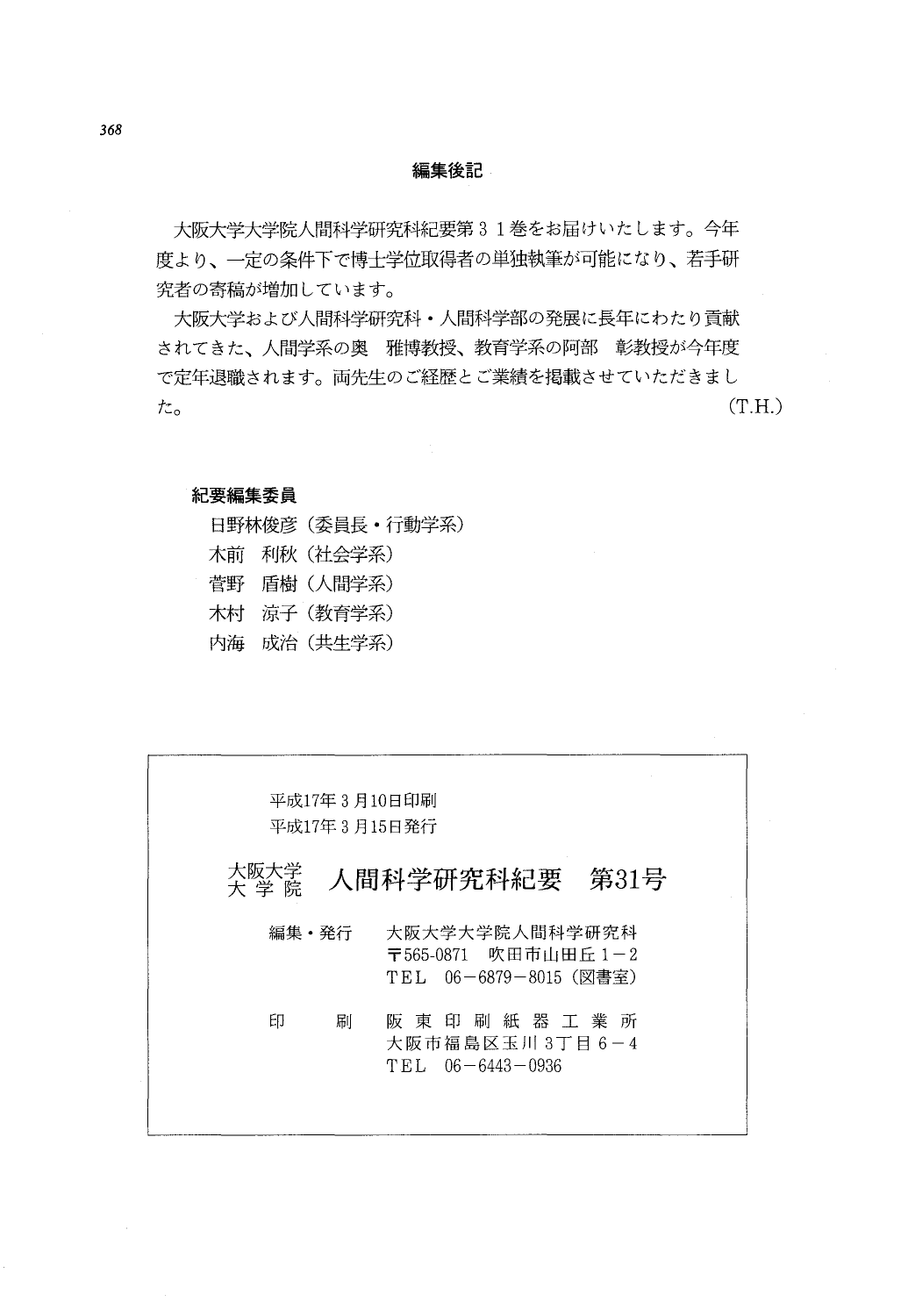## 編集後記

大阪大学大学院人間科学研究科紀要第３１巻をお届けいたします。今年度より、一定の条件下で博士学位取得者の単独執筆が可能になり、若手研究者の寄稿が増加しています。

大阪大学および人間科学研究科・人間科学部の発展に長年にわたり貢献されてきた、人間学系の奥　雅博教授、教育学系の阿部　彰教授が今年度で定年退職されます。両先生のご経歴とご業績を掲載させていただきました。

(T.H.)

**紀要編集委員**

日野林俊彦（委員長・行動学系）
木前　利秋（社会学系）
菅野　盾樹（人間学系）
木村　涼子（教育学系）
内海　成治（共生学系）

---

平成17年３月10日印刷
平成17年３月15日発行

大阪大学大学院　人間科学研究科紀要　第31号

編集・発行　大阪大学大学院人間科学研究科
〒565-0871　吹田市山田丘１－２
TEL　06－6879－8015（図書室）

印　　刷　阪東印刷紙器工業所
大阪市福島区玉川３丁目６－４
TEL　06－6443－0936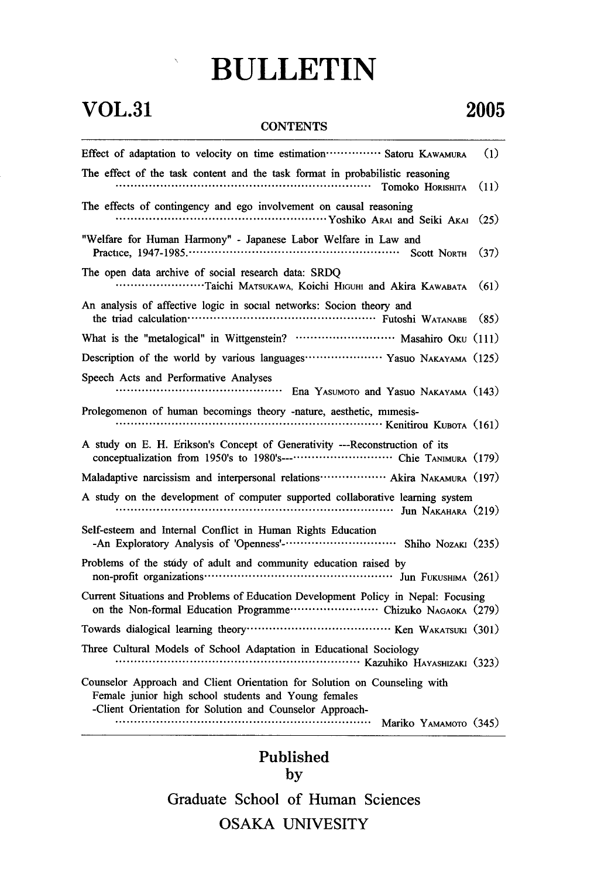# BULLETIN

**VOL.31** **2005**

CONTENTS

Effect of adaptation to velocity on time estimation··············· Satoru KAWAMURA (1)

The effect of the task content and the task format in probabilistic reasoning ·································································· Tomoko HORISHITA (11)

The effects of contingency and ego involvement on causal reasoning ·······························································Yoshiko ARAI and Seiki AKAI (25)

"Welfare for Human Harmony" - Japanese Labor Welfare in Law and Practice, 1947-1985.······················································· Scott NORTH (37)

The open data archive of social research data: SRDQ ·························Taichi MATSUKAWA, Koichi HIGUHI and Akira KAWABATA (61)

An analysis of affective logic in social networks: Socion theory and the triad calculation···················································· Futoshi WATANABE (85)

What is the "metalogical" in Wittgenstein? ··························· Masahiro OKU (111)

Description of the world by various languages····················· Yasuo NAKAYAMA (125)

Speech Acts and Performative Analyses ·············································· Ena YASUMOTO and Yasuo NAKAYAMA (143)

Prolegomenon of human becomings theory -nature, aesthetic, mimesis- ································································ Kenitirou KUBOTA (161)

A study on E. H. Erikson's Concept of Generativity ---Reconstruction of its conceptualization from 1950's to 1980's---·························· Chie TANIMURA (179)

Maladaptive narcissism and interpersonal relations·················· Akira NAKAMURA (197)

A study on the development of computer supported collaborative learning system ··································································· Jun NAKAHARA (219)

Self-esteem and Internal Conflict in Human Rights Education -An Exploratory Analysis of 'Openness'-······························· Shiho NOZAKI (235)

Problems of the stúdy of adult and community education raised by non-profit organizations···················································· Jun FUKUSHIMA (261)

Current Situations and Problems of Education Development Policy in Nepal: Focusing on the Non-formal Education Programme························ Chizuko NAGAOKA (279)

Towards dialogical learning theory······································· Ken WAKATSUKI (301)

Three Cultural Models of School Adaptation in Educational Sociology ································································ Kazuhiko HAYASHIZAKI (323)

Counselor Approach and Client Orientation for Solution on Counseling with Female junior high school students and Young females -Client Orientation for Solution and Counselor Approach- ································································· Mariko YAMAMOTO (345)

**Published by**

**Graduate School of Human Sciences**

**OSAKA UNIVESITY**